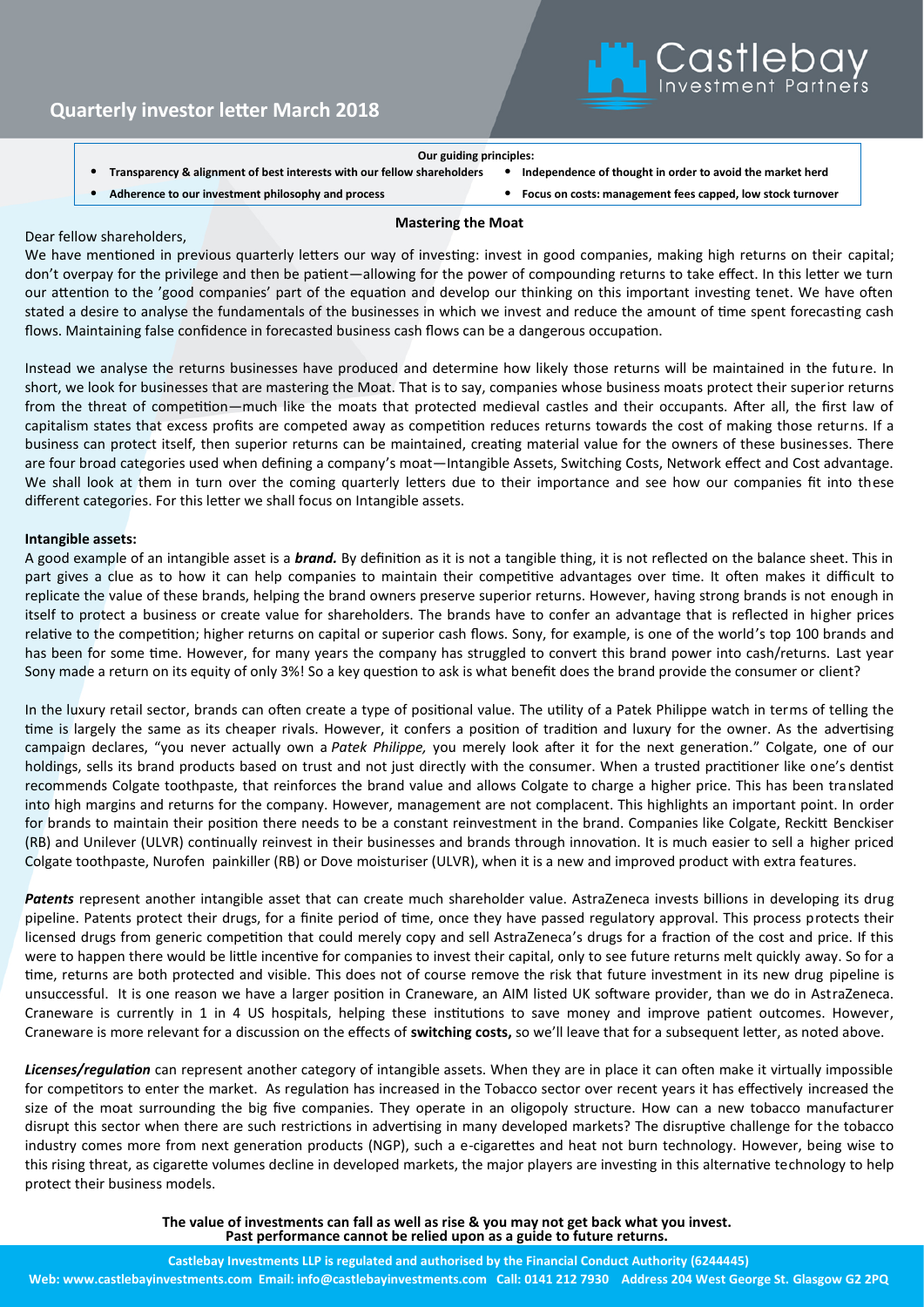# Quarterly investor letter March 2018

**Our guiding principles:**

- **Transparency & alignment of best interests with our fellow shareholders**
- **Independence of thought in order to avoid the market herd**
- **Adherence to our investment philosophy and process**
- **Focus on costs: management fees capped, low stock turnover**

## Mastering the Moat

Dear fellow shareholders,

We have mentioned in previous quarterly letters our way of investing: invest in good companies, making high returns on their capital; don't overpay for the privilege and then be patient—allowing for the power of compounding returns to take effect. In this letter we turn our attention to the 'good companies' part of the equation and develop our thinking on this important investing tenet. We have often stated a desire to analyse the fundamentals of the businesses in which we invest and reduce the amount of time spent forecasting cash flows. Maintaining false confidence in forecasted business cash flows can be a dangerous occupation.

Instead we analyse the returns businesses have produced and determine how likely those returns will be maintained in the future. In short, we look for businesses that are mastering the Moat. That is to say, companies whose business moats protect their superior returns from the threat of competition—much like the moats that protected medieval castles and their occupants. After all, the first law of capitalism states that excess profits are competed away as competition reduces returns towards the cost of making those returns. If a business can protect itself, then superior returns can be maintained, creating material value for the owners of these businesses. There are four broad categories used when defining a company's moat—Intangible Assets, Switching Costs, Network effect and Cost advantage. We shall look at them in turn over the coming quarterly letters due to their importance and see how our companies fit into these different categories. For this letter we shall focus on Intangible assets.

### Intangible assets:

A good example of an intangible asset is a ***brand.*** By definition as it is not a tangible thing, it is not reflected on the balance sheet. This in part gives a clue as to how it can help companies to maintain their competitive advantages over time. It often makes it difficult to replicate the value of these brands, helping the brand owners preserve superior returns. However, having strong brands is not enough in itself to protect a business or create value for shareholders. The brands have to confer an advantage that is reflected in higher prices relative to the competition; higher returns on capital or superior cash flows. Sony, for example, is one of the world's top 100 brands and has been for some time. However, for many years the company has struggled to convert this brand power into cash/returns. Last year Sony made a return on its equity of only 3%! So a key question to ask is what benefit does the brand provide the consumer or client?

In the luxury retail sector, brands can often create a type of positional value. The utility of a Patek Philippe watch in terms of telling the time is largely the same as its cheaper rivals. However, it confers a position of tradition and luxury for the owner. As the advertising campaign declares, "you never actually own a *Patek Philippe,* you merely look after it for the next generation." Colgate, one of our holdings, sells its brand products based on trust and not just directly with the consumer. When a trusted practitioner like one's dentist recommends Colgate toothpaste, that reinforces the brand value and allows Colgate to charge a higher price. This has been translated into high margins and returns for the company. However, management are not complacent. This highlights an important point. In order for brands to maintain their position there needs to be a constant reinvestment in the brand. Companies like Colgate, Reckitt Benckiser (RB) and Unilever (ULVR) continually reinvest in their businesses and brands through innovation. It is much easier to sell a higher priced Colgate toothpaste, Nurofen painkiller (RB) or Dove moisturiser (ULVR), when it is a new and improved product with extra features.

***Patents*** represent another intangible asset that can create much shareholder value. AstraZeneca invests billions in developing its drug pipeline. Patents protect their drugs, for a finite period of time, once they have passed regulatory approval. This process protects their licensed drugs from generic competition that could merely copy and sell AstraZeneca's drugs for a fraction of the cost and price. If this were to happen there would be little incentive for companies to invest their capital, only to see future returns melt quickly away. So for a time, returns are both protected and visible. This does not of course remove the risk that future investment in its new drug pipeline is unsuccessful. It is one reason we have a larger position in Craneware, an AIM listed UK software provider, than we do in AstraZeneca. Craneware is currently in 1 in 4 US hospitals, helping these institutions to save money and improve patient outcomes. However, Craneware is more relevant for a discussion on the effects of **switching costs,** so we'll leave that for a subsequent letter, as noted above.

***Licenses/regulation*** can represent another category of intangible assets. When they are in place it can often make it virtually impossible for competitors to enter the market. As regulation has increased in the Tobacco sector over recent years it has effectively increased the size of the moat surrounding the big five companies. They operate in an oligopoly structure. How can a new tobacco manufacturer disrupt this sector when there are such restrictions in advertising in many developed markets? The disruptive challenge for the tobacco industry comes more from next generation products (NGP), such a e-cigarettes and heat not burn technology. However, being wise to this rising threat, as cigarette volumes decline in developed markets, the major players are investing in this alternative technology to help protect their business models.

**The value of investments can fall as well as rise & you may not get back what you invest.**
**Past performance cannot be relied upon as a guide to future returns.**

**Castlebay Investments LLP is regulated and authorised by the Financial Conduct Authority (6244445)**
**Web: www.castlebayinvestments.com Email: info@castlebayinvestments.com Call: 0141 212 7930 Address 204 West George St. Glasgow G2 2PQ**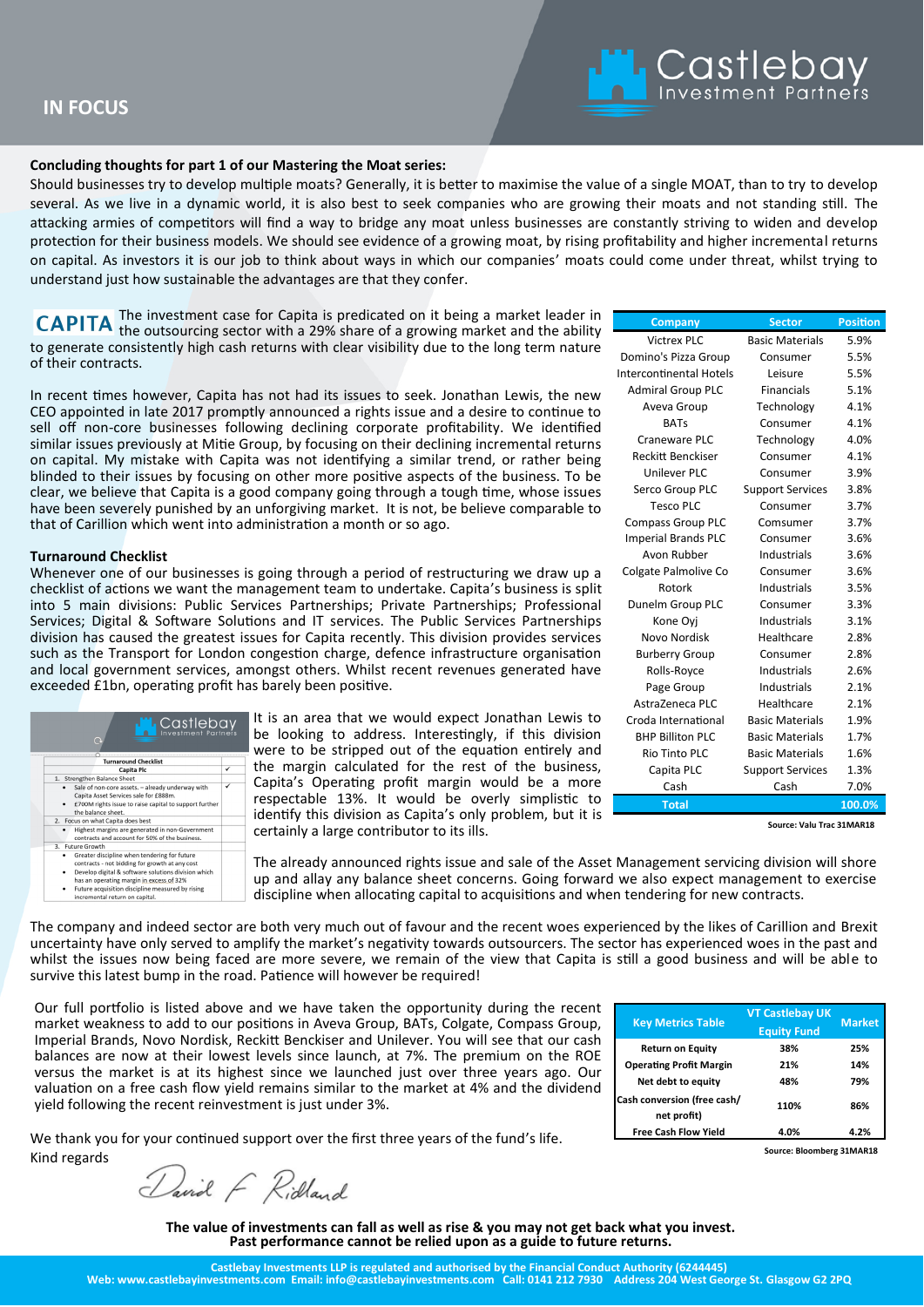## IN FOCUS

**Concluding thoughts for part 1 of our Mastering the Moat series:**

Should businesses try to develop multiple moats? Generally, it is better to maximise the value of a single MOAT, than to try to develop several. As we live in a dynamic world, it is also best to seek companies who are growing their moats and not standing still. The attacking armies of competitors will find a way to bridge any moat unless businesses are constantly striving to widen and develop protection for their business models. We should see evidence of a growing moat, by rising profitability and higher incremental returns on capital. As investors it is our job to think about ways in which our companies' moats could come under threat, whilst trying to understand just how sustainable the advantages are that they confer.

**CAPITA** The investment case for Capita is predicated on it being a market leader in the outsourcing sector with a 29% share of a growing market and the ability to generate consistently high cash returns with clear visibility due to the long term nature of their contracts.

In recent times however, Capita has not had its issues to seek. Jonathan Lewis, the new CEO appointed in late 2017 promptly announced a rights issue and a desire to continue to sell off non-core businesses following declining corporate profitability. We identified similar issues previously at Mitie Group, by focusing on their declining incremental returns on capital. My mistake with Capita was not identifying a similar trend, or rather being blinded to their issues by focusing on other more positive aspects of the business. To be clear, we believe that Capita is a good company going through a tough time, whose issues have been severely punished by an unforgiving market. It is not, be believe comparable to that of Carillion which went into administration a month or so ago.

**Turnaround Checklist**

Whenever one of our businesses is going through a period of restructuring we draw up a checklist of actions we want the management team to undertake. Capita's business is split into 5 main divisions: Public Services Partnerships; Private Partnerships; Professional Services; Digital & Software Solutions and IT services. The Public Services Partnerships division has caused the greatest issues for Capita recently. This division provides services such as the Transport for London congestion charge, defence infrastructure organisation and local government services, amongst others. Whilst recent revenues generated have exceeded £1bn, operating profit has barely been positive.

| Turnaround Checklist<br>Capita Plc | ✓ |
|---|---|
| 1. Strengthen Balance Sheet | |
| • Sale of non-core assets. – already underway with Capita Asset Services sale for £888m.<br>• £700M rights issue to raise capital to support further the balance sheet. | ✓ |
| 2. Focus on what Capita does best | |
| • Highest margins are generated in non-Government contracts and account for 50% of the business. | |
| 3. Future Growth | |
| • Greater discipline when tendering for future contracts - not bidding for growth at any cost<br>• Develop digital & software solutions division which has an operating margin in excess of 32%<br>• Future acquisition discipline measured by rising incremental return on capital. | |

It is an area that we would expect Jonathan Lewis to be looking to address. Interestingly, if this division were to be stripped out of the equation entirely and the margin calculated for the rest of the business, Capita's Operating profit margin would be a more respectable 13%. It would be overly simplistic to identify this division as Capita's only problem, but it is certainly a large contributor to its ills.

The already announced rights issue and sale of the Asset Management servicing division will shore up and allay any balance sheet concerns. Going forward we also expect management to exercise discipline when allocating capital to acquisitions and when tendering for new contracts.

The company and indeed sector are both very much out of favour and the recent woes experienced by the likes of Carillion and Brexit uncertainty have only served to amplify the market's negativity towards outsourcers. The sector has experienced woes in the past and whilst the issues now being faced are more severe, we remain of the view that Capita is still a good business and will be able to survive this latest bump in the road. Patience will however be required!

| Company | Sector | Position |
|---|---|---|
| Victrex PLC | Basic Materials | 5.9% |
| Domino's Pizza Group | Consumer | 5.5% |
| Intercontinental Hotels | Leisure | 5.5% |
| Admiral Group PLC | Financials | 5.1% |
| Aveva Group | Technology | 4.1% |
| BATs | Consumer | 4.1% |
| Craneware PLC | Technology | 4.0% |
| Reckitt Benckiser | Consumer | 4.1% |
| Unilever PLC | Consumer | 3.9% |
| Serco Group PLC | Support Services | 3.8% |
| Tesco PLC | Consumer | 3.7% |
| Compass Group PLC | Comsumer | 3.7% |
| Imperial Brands PLC | Consumer | 3.6% |
| Avon Rubber | Industrials | 3.6% |
| Colgate Palmolive Co | Consumer | 3.6% |
| Rotork | Industrials | 3.5% |
| Dunelm Group PLC | Consumer | 3.3% |
| Kone Oyj | Industrials | 3.1% |
| Novo Nordisk | Healthcare | 2.8% |
| Burberry Group | Consumer | 2.8% |
| Rolls-Royce | Industrials | 2.6% |
| Page Group | Industrials | 2.1% |
| AstraZeneca PLC | Healthcare | 2.1% |
| Croda International | Basic Materials | 1.9% |
| BHP Billiton PLC | Basic Materials | 1.7% |
| Rio Tinto PLC | Basic Materials | 1.6% |
| Capita PLC | Support Services | 1.3% |
| Cash | Cash | 7.0% |
| **Total** | | **100.0%** |

Source: Valu Trac 31MAR18

Our full portfolio is listed above and we have taken the opportunity during the recent market weakness to add to our positions in Aveva Group, BATs, Colgate, Compass Group, Imperial Brands, Novo Nordisk, Reckitt Benckiser and Unilever. You will see that our cash balances are now at their lowest levels since launch, at 7%. The premium on the ROE versus the market is at its highest since we launched just over three years ago. Our valuation on a free cash flow yield remains similar to the market at 4% and the dividend yield following the recent reinvestment is just under 3%.

| Key Metrics Table | VT Castlebay UK Equity Fund | Market |
|---|---|---|
| Return on Equity | 38% | 25% |
| Operating Profit Margin | 21% | 14% |
| Net debt to equity | 48% | 79% |
| Cash conversion (free cash/ net profit) | 110% | 86% |
| Free Cash Flow Yield | 4.0% | 4.2% |

Source: Bloomberg 31MAR18

We thank you for your continued support over the first three years of the fund's life.

Kind regards

David F Ridland

**The value of investments can fall as well as rise & you may not get back what you invest.**
**Past performance cannot be relied upon as a guide to future returns.**

**Castlebay Investments LLP is regulated and authorised by the Financial Conduct Authority (6244445)**
**Web: www.castlebayinvestments.com Email: info@castlebayinvestments.com Call: 0141 212 7930 Address 204 West George St. Glasgow G2 2PQ**